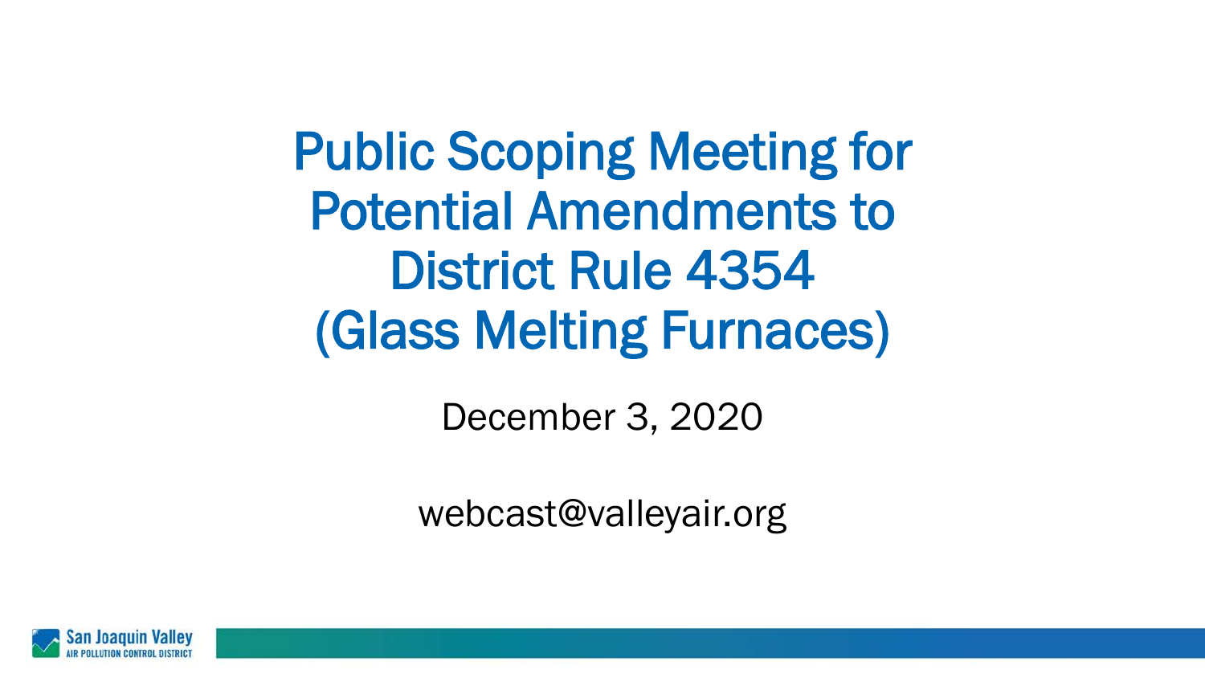# Public Scoping Meeting for Potential Amendments to District Rule 4354 (Glass Melting Furnaces)

December 3, 2020

webcast@valleyair.org

San Joaquin Valley
AIR POLLUTION CONTROL DISTRICT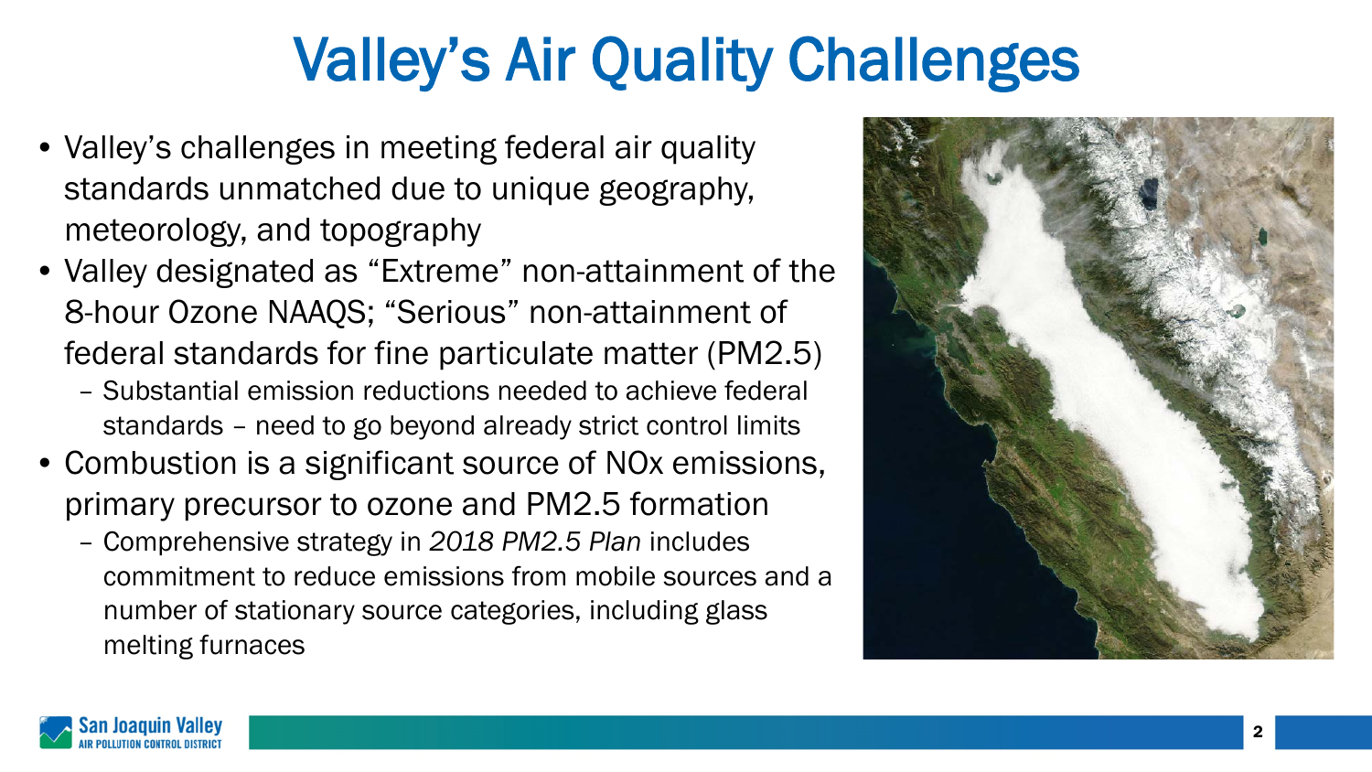# Valley's Air Quality Challenges

- Valley's challenges in meeting federal air quality standards unmatched due to unique geography, meteorology, and topography
- Valley designated as "Extreme" non-attainment of the 8-hour Ozone NAAQS; "Serious" non-attainment of federal standards for fine particulate matter (PM2.5)
  - Substantial emission reductions needed to achieve federal standards – need to go beyond already strict control limits
- Combustion is a significant source of NOx emissions, primary precursor to ozone and PM2.5 formation
  - Comprehensive strategy in *2018 PM2.5 Plan* includes commitment to reduce emissions from mobile sources and a number of stationary source categories, including glass melting furnaces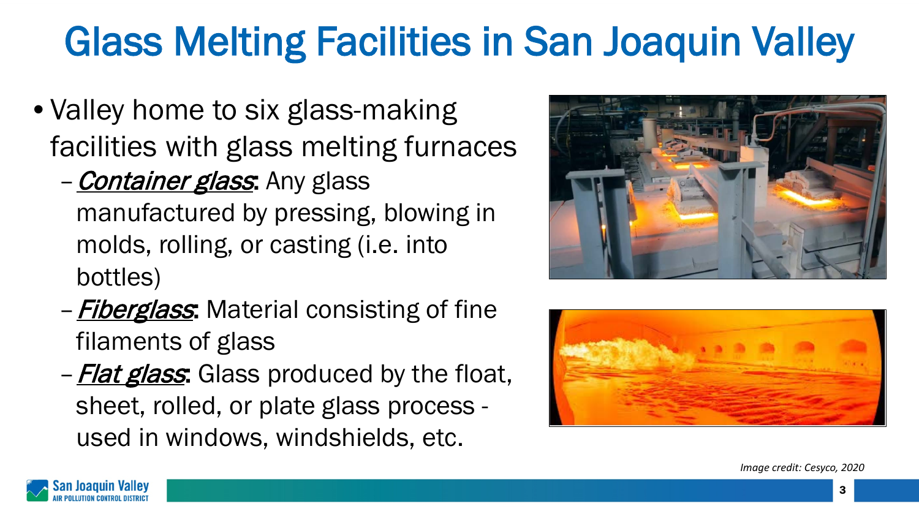# Glass Melting Facilities in San Joaquin Valley

- Valley home to six glass-making facilities with glass melting furnaces
  - *Container glass*: Any glass manufactured by pressing, blowing in molds, rolling, or casting (i.e. into bottles)
  - *Fiberglass*: Material consisting of fine filaments of glass
  - *Flat glass*: Glass produced by the float, sheet, rolled, or plate glass process - used in windows, windshields, etc.

*Image credit: Cesyco, 2020*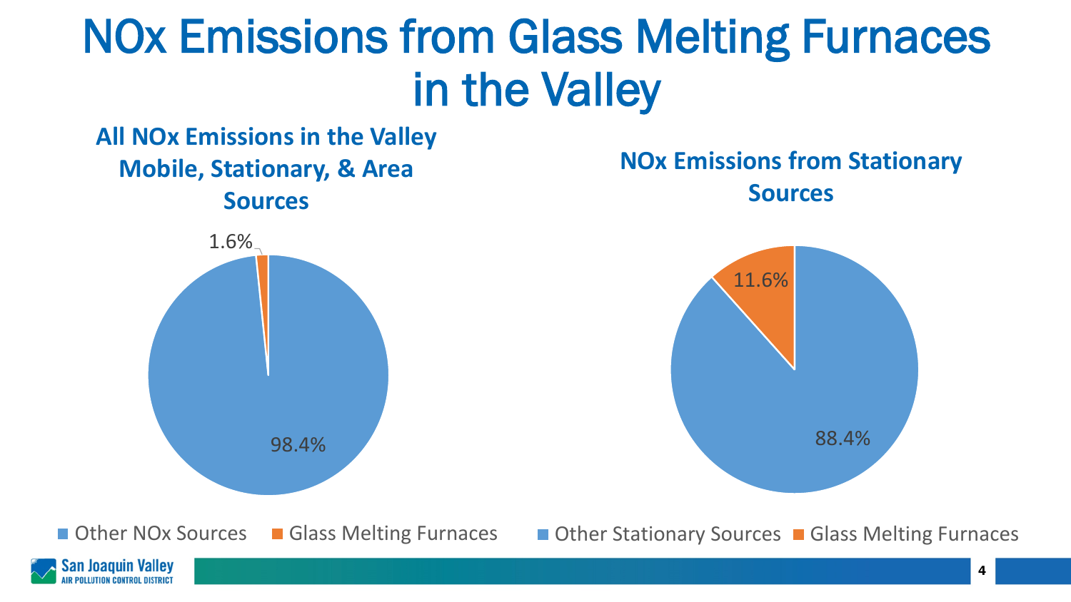# NOx Emissions from Glass Melting Furnaces in the Valley

## All NOx Emissions in the Valley Mobile, Stationary, & Area Sources

| Source | Share |
|---|---|
| Other NOx Sources | 98.4% |
| Glass Melting Furnaces | 1.6% |

## NOx Emissions from Stationary Sources

| Source | Share |
|---|---|
| Other Stationary Sources | 88.4% |
| Glass Melting Furnaces | 11.6% |

San Joaquin Valley AIR POLLUTION CONTROL DISTRICT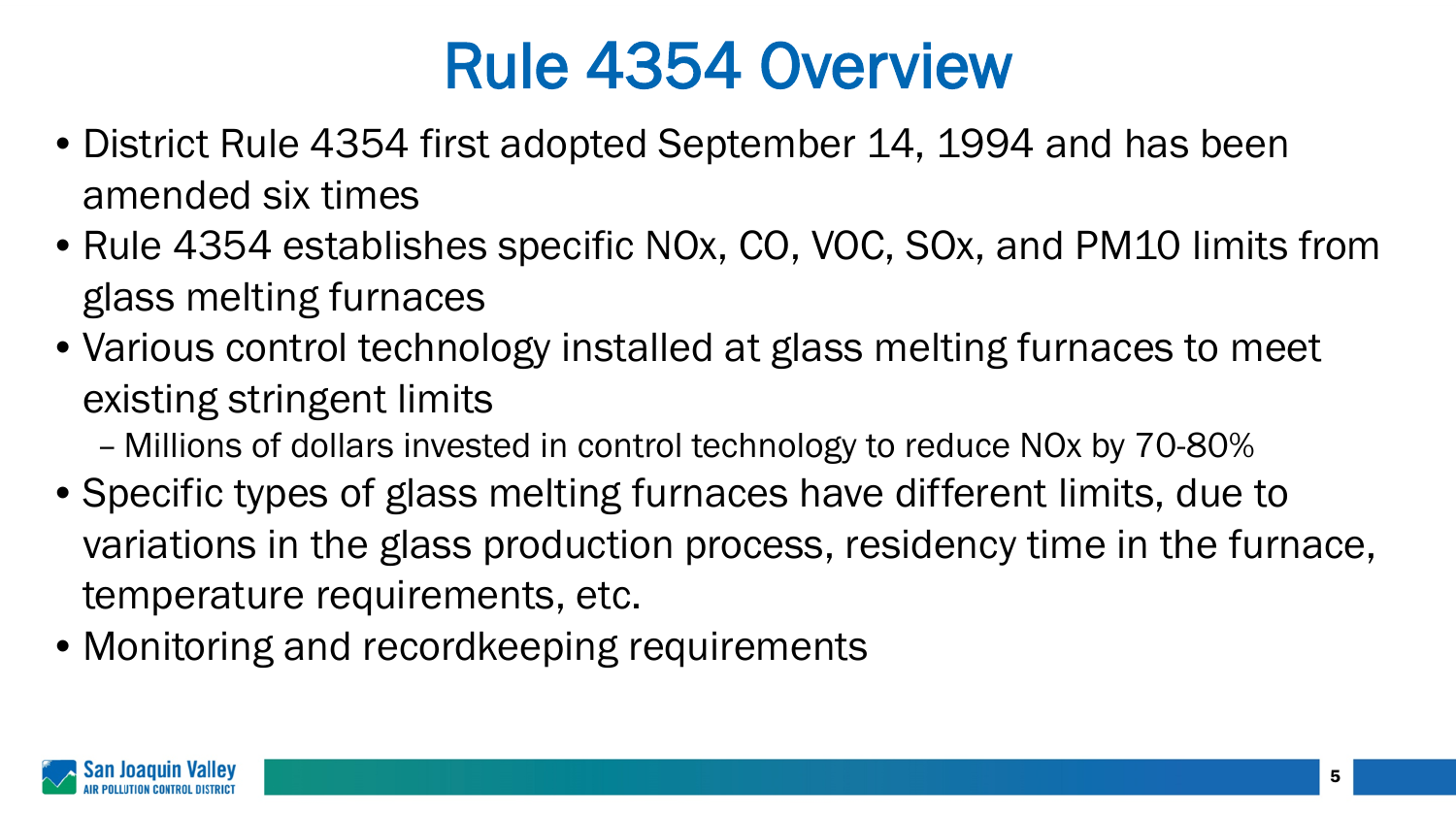# Rule 4354 Overview

- District Rule 4354 first adopted September 14, 1994 and has been amended six times
- Rule 4354 establishes specific NOx, CO, VOC, SOx, and PM10 limits from glass melting furnaces
- Various control technology installed at glass melting furnaces to meet existing stringent limits
  - Millions of dollars invested in control technology to reduce NOx by 70-80%
- Specific types of glass melting furnaces have different limits, due to variations in the glass production process, residency time in the furnace, temperature requirements, etc.
- Monitoring and recordkeeping requirements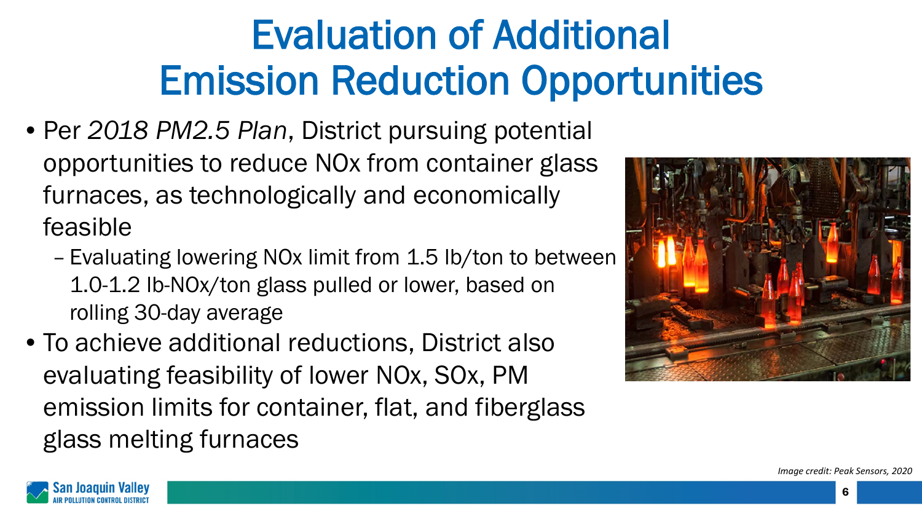# Evaluation of Additional Emission Reduction Opportunities

- Per *2018 PM2.5 Plan*, District pursuing potential opportunities to reduce NOx from container glass furnaces, as technologically and economically feasible
  - Evaluating lowering NOx limit from 1.5 lb/ton to between 1.0-1.2 lb-NOx/ton glass pulled or lower, based on rolling 30-day average
- To achieve additional reductions, District also evaluating feasibility of lower NOx, SOx, PM emission limits for container, flat, and fiberglass glass melting furnaces

*Image credit: Peak Sensors, 2020*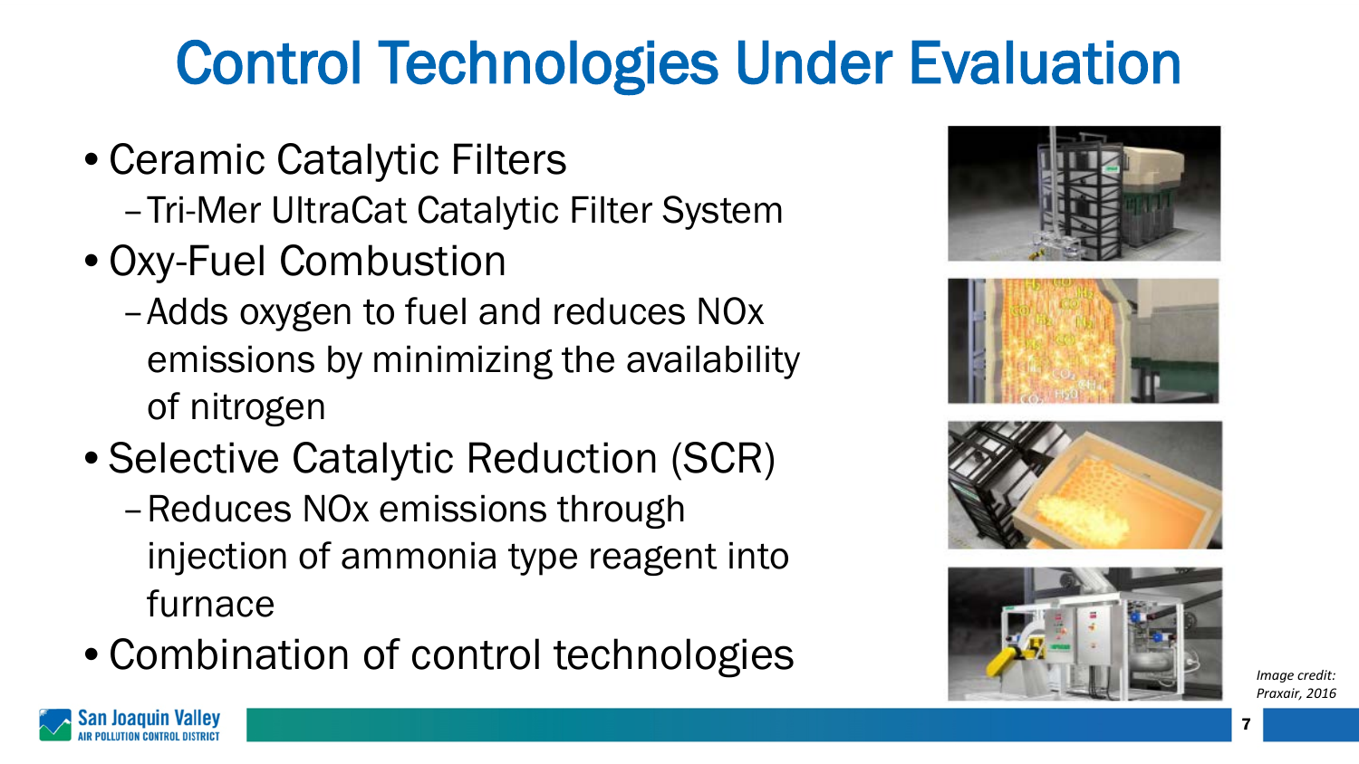# Control Technologies Under Evaluation

- Ceramic Catalytic Filters
  - Tri-Mer UltraCat Catalytic Filter System
- Oxy-Fuel Combustion
  - Adds oxygen to fuel and reduces NOx emissions by minimizing the availability of nitrogen
- Selective Catalytic Reduction (SCR)
  - Reduces NOx emissions through injection of ammonia type reagent into furnace
- Combination of control technologies

*Image credit: Praxair, 2016*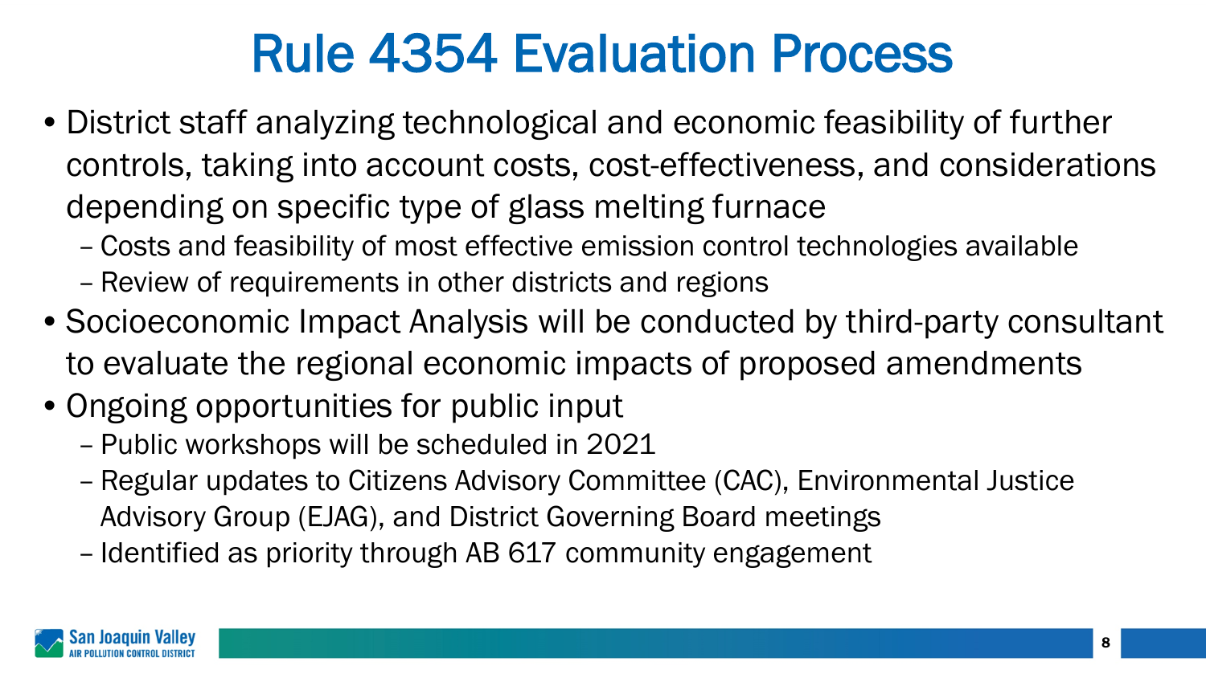# Rule 4354 Evaluation Process

- District staff analyzing technological and economic feasibility of further controls, taking into account costs, cost-effectiveness, and considerations depending on specific type of glass melting furnace
  - Costs and feasibility of most effective emission control technologies available
  - Review of requirements in other districts and regions
- Socioeconomic Impact Analysis will be conducted by third-party consultant to evaluate the regional economic impacts of proposed amendments
- Ongoing opportunities for public input
  - Public workshops will be scheduled in 2021
  - Regular updates to Citizens Advisory Committee (CAC), Environmental Justice Advisory Group (EJAG), and District Governing Board meetings
  - Identified as priority through AB 617 community engagement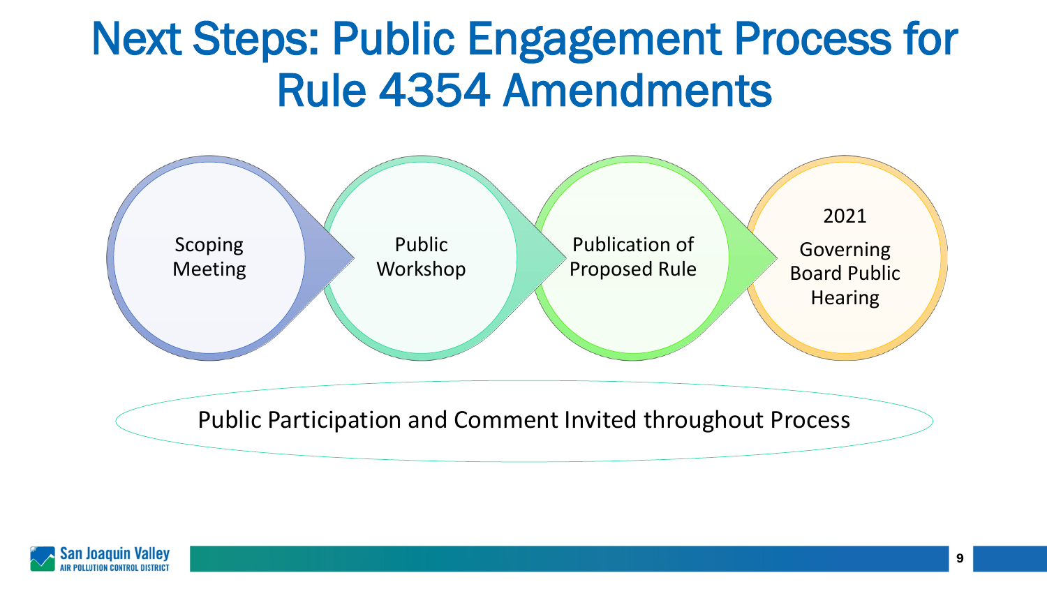# Next Steps: Public Engagement Process for Rule 4354 Amendments

1. Scoping Meeting
2. Public Workshop
3. Publication of Proposed Rule
4. 2021 Governing Board Public Hearing

Public Participation and Comment Invited throughout Process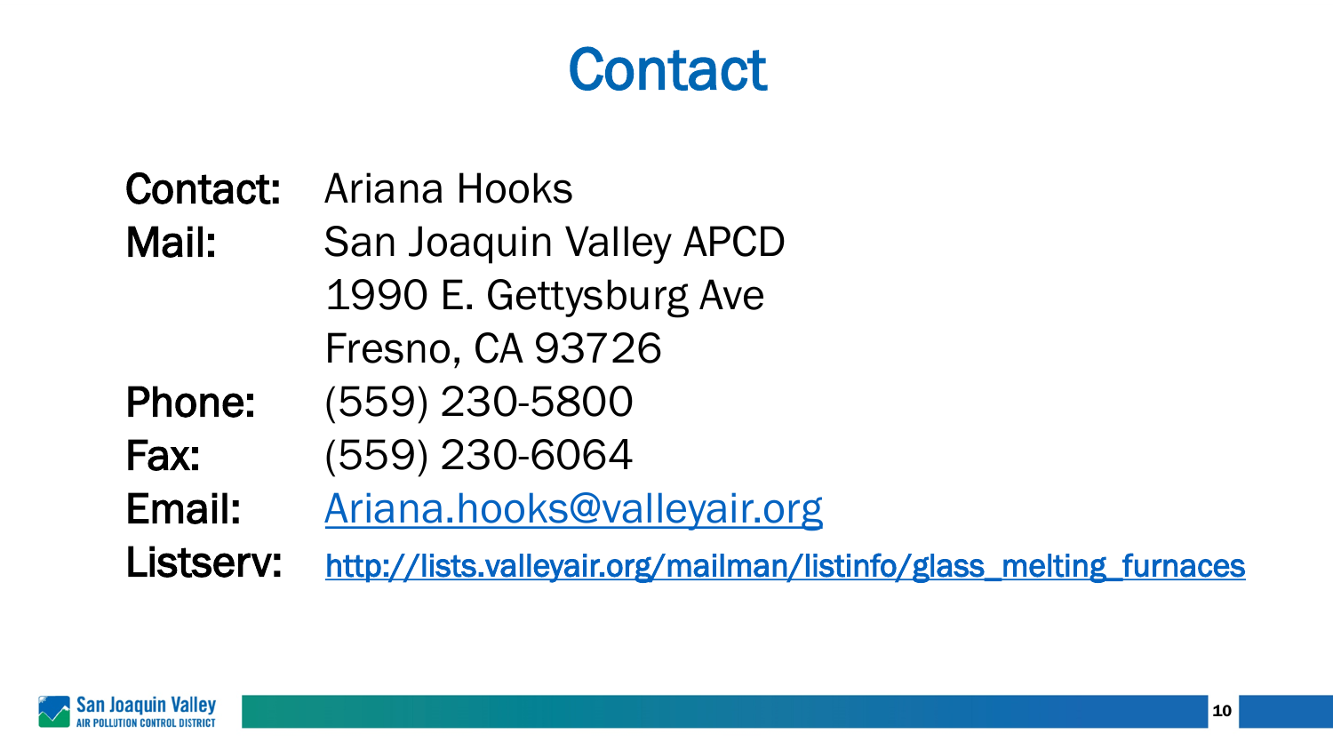# Contact

**Contact:** Ariana Hooks

**Mail:** San Joaquin Valley APCD
1990 E. Gettysburg Ave
Fresno, CA 93726

**Phone:** (559) 230-5800

**Fax:** (559) 230-6064

**Email:** Ariana.hooks@valleyair.org

**Listserv:** http://lists.valleyair.org/mailman/listinfo/glass_melting_furnaces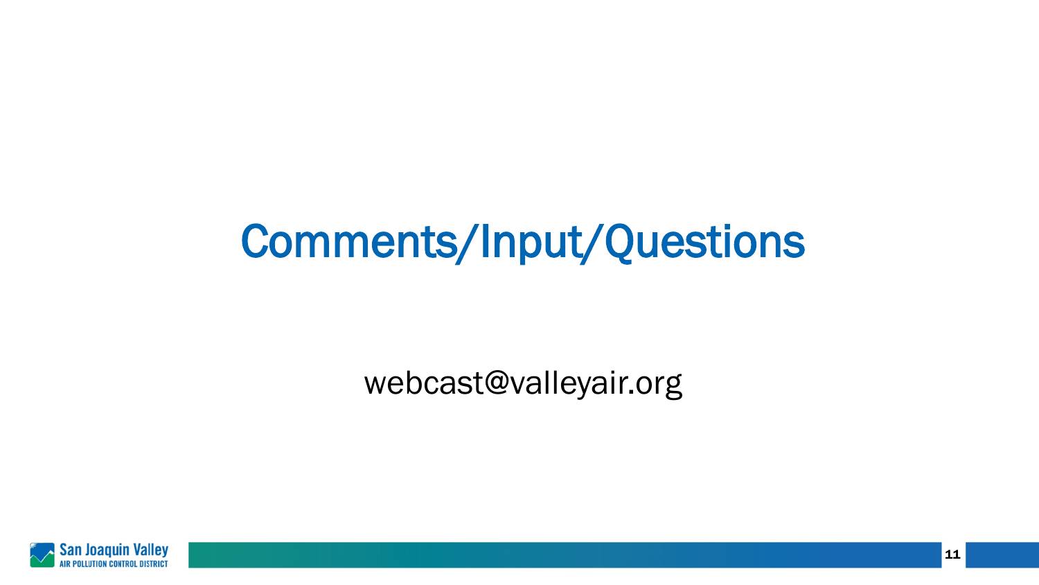# Comments/Input/Questions

webcast@valleyair.org